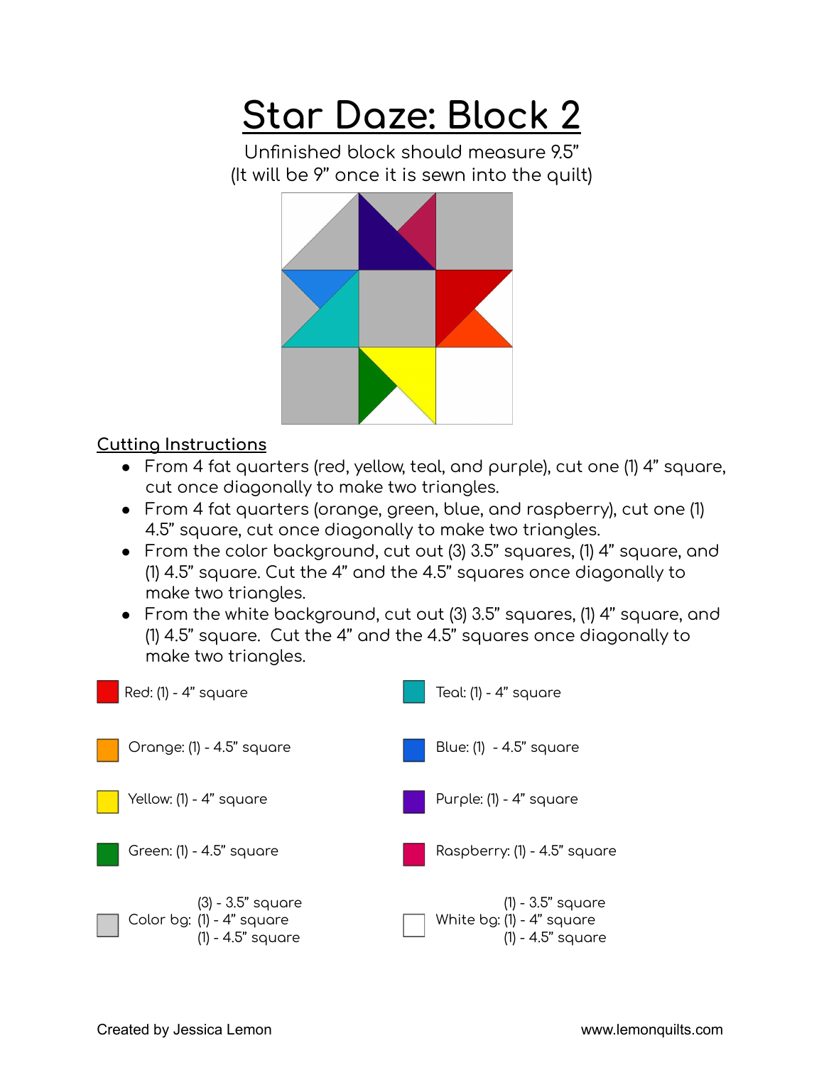# Star Daze: Block 2

Unfinished block should measure 9.5”
(It will be 9” once it is sewn into the quilt)

## Cutting Instructions

- From 4 fat quarters (red, yellow, teal, and purple), cut one (1) 4” square, cut once diagonally to make two triangles.
- From 4 fat quarters (orange, green, blue, and raspberry), cut one (1) 4.5” square, cut once diagonally to make two triangles.
- From the color background, cut out (3) 3.5” squares, (1) 4” square, and (1) 4.5” square. Cut the 4” and the 4.5” squares once diagonally to make two triangles.
- From the white background, cut out (3) 3.5” squares, (1) 4” square, and (1) 4.5” square. Cut the 4” and the 4.5” squares once diagonally to make two triangles.

Red: (1) - 4” square

Orange: (1) - 4.5” square

Yellow: (1) - 4” square

Green: (1) - 4.5” square

Color bg: (3) - 3.5” square, (1) - 4” square, (1) - 4.5” square

Teal: (1) - 4” square

Blue: (1) - 4.5” square

Purple: (1) - 4” square

Raspberry: (1) - 4.5” square

White bg: (1) - 3.5” square, (1) - 4” square, (1) - 4.5” square

Created by Jessica Lemon

www.lemonquilts.com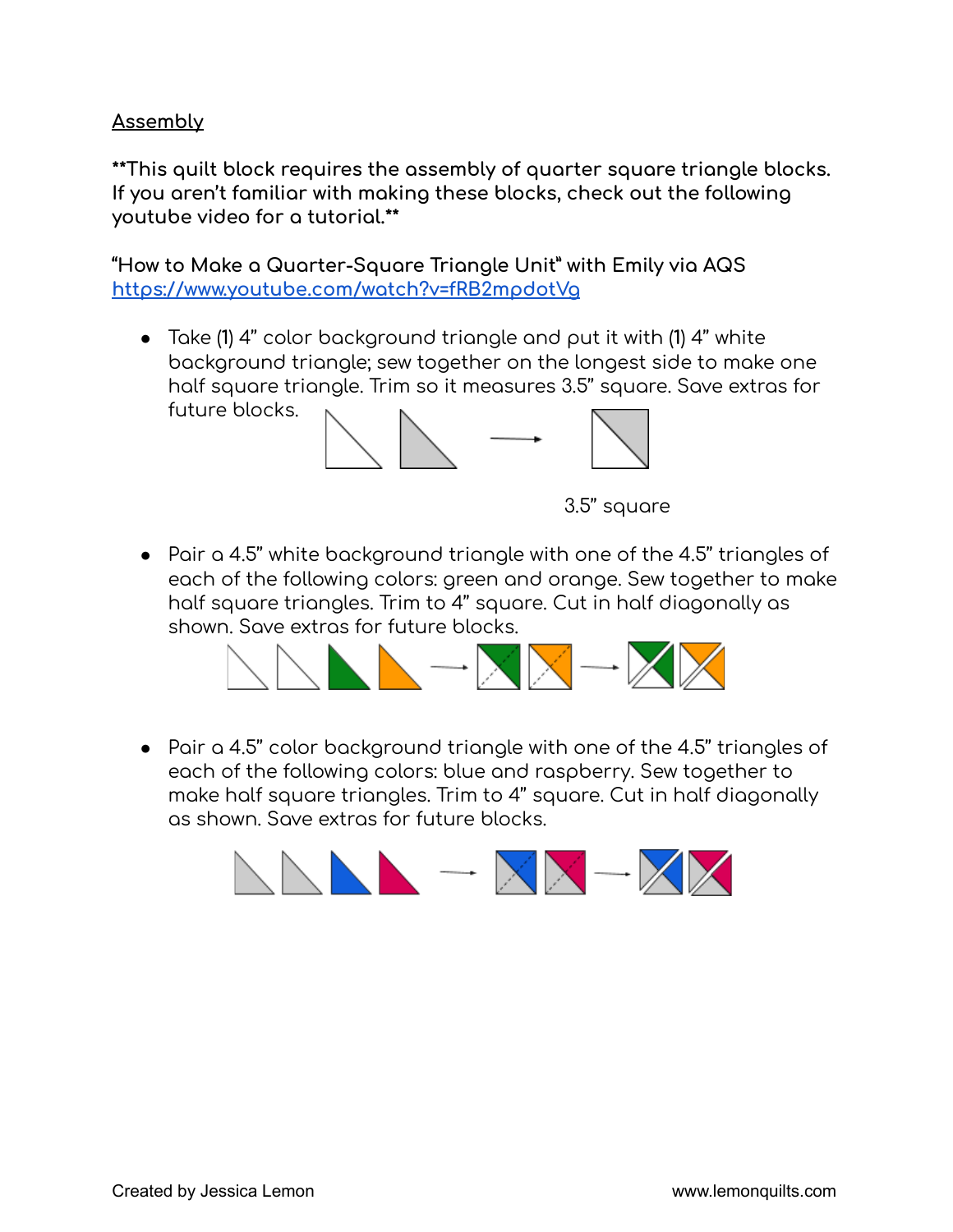## Assembly

**\*\*This quilt block requires the assembly of quarter square triangle blocks. If you aren't familiar with making these blocks, check out the following youtube video for a tutorial.\*\***

"How to Make a Quarter-Square Triangle Unit" with Emily via AQS
https://www.youtube.com/watch?v=fRB2mpdotVg

- Take (1) 4" color background triangle and put it with (1) 4" white background triangle; sew together on the longest side to make one half square triangle. Trim so it measures 3.5" square. Save extras for future blocks.

3.5" square

- Pair a 4.5" white background triangle with one of the 4.5" triangles of each of the following colors: green and orange. Sew together to make half square triangles. Trim to 4" square. Cut in half diagonally as shown. Save extras for future blocks.

- Pair a 4.5" color background triangle with one of the 4.5" triangles of each of the following colors: blue and raspberry. Sew together to make half square triangles. Trim to 4" square. Cut in half diagonally as shown. Save extras for future blocks.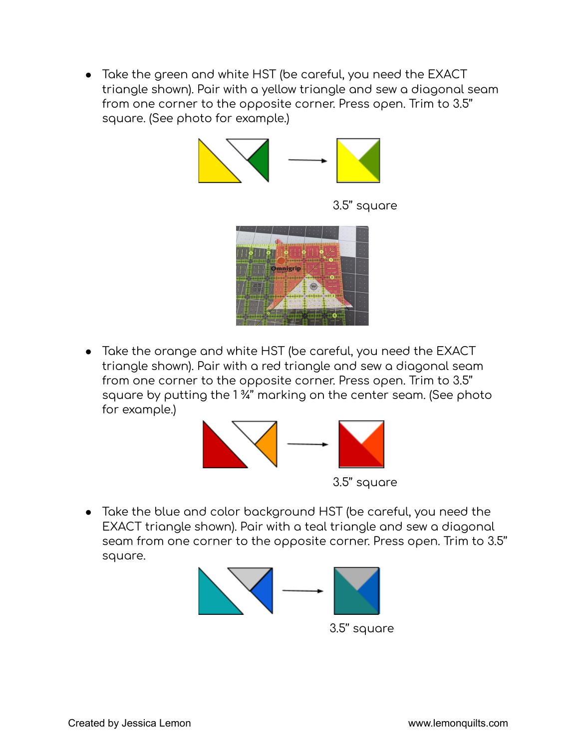- Take the green and white HST (be careful, you need the EXACT triangle shown). Pair with a yellow triangle and sew a diagonal seam from one corner to the opposite corner. Press open. Trim to 3.5" square. (See photo for example.)

3.5" square

- Take the orange and white HST (be careful, you need the EXACT triangle shown). Pair with a red triangle and sew a diagonal seam from one corner to the opposite corner. Press open. Trim to 3.5" square by putting the 1 ¾" marking on the center seam. (See photo for example.)

3.5" square

- Take the blue and color background HST (be careful, you need the EXACT triangle shown). Pair with a teal triangle and sew a diagonal seam from one corner to the opposite corner. Press open. Trim to 3.5" square.

3.5" square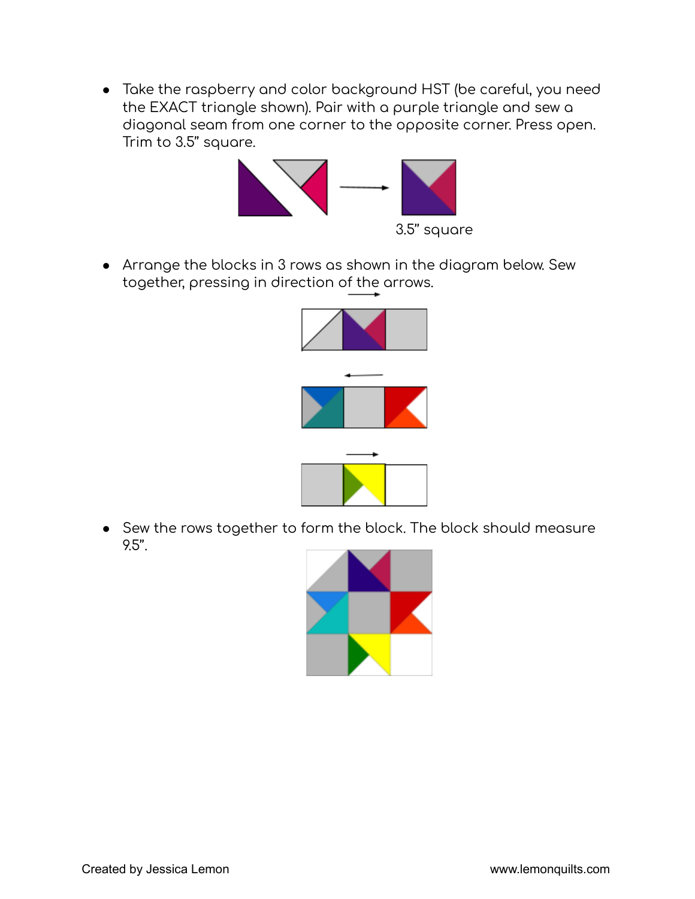- Take the raspberry and color background HST (be careful, you need the EXACT triangle shown). Pair with a purple triangle and sew a diagonal seam from one corner to the opposite corner. Press open. Trim to 3.5" square.

3.5" square

- Arrange the blocks in 3 rows as shown in the diagram below. Sew together, pressing in direction of the arrows.

- Sew the rows together to form the block. The block should measure 9.5".